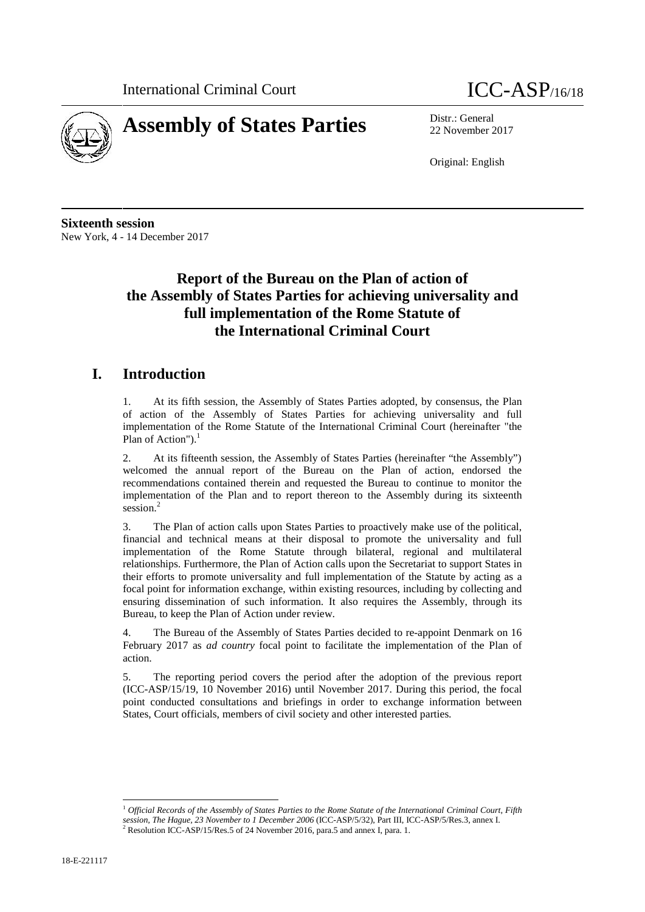International Criminal Court

ICC-ASP/16/18

# Assembly of States Parties

Distr.: General
22 November 2017

Original: English

**Sixteenth session**
New York, 4 - 14 December 2017

## Report of the Bureau on the Plan of action of the Assembly of States Parties for achieving universality and full implementation of the Rome Statute of the International Criminal Court

## I. Introduction

1. At its fifth session, the Assembly of States Parties adopted, by consensus, the Plan of action of the Assembly of States Parties for achieving universality and full implementation of the Rome Statute of the International Criminal Court (hereinafter "the Plan of Action").[1]

2. At its fifteenth session, the Assembly of States Parties (hereinafter "the Assembly") welcomed the annual report of the Bureau on the Plan of action, endorsed the recommendations contained therein and requested the Bureau to continue to monitor the implementation of the Plan and to report thereon to the Assembly during its sixteenth session.[2]

3. The Plan of action calls upon States Parties to proactively make use of the political, financial and technical means at their disposal to promote the universality and full implementation of the Rome Statute through bilateral, regional and multilateral relationships. Furthermore, the Plan of Action calls upon the Secretariat to support States in their efforts to promote universality and full implementation of the Statute by acting as a focal point for information exchange, within existing resources, including by collecting and ensuring dissemination of such information. It also requires the Assembly, through its Bureau, to keep the Plan of Action under review.

4. The Bureau of the Assembly of States Parties decided to re-appoint Denmark on 16 February 2017 as *ad country* focal point to facilitate the implementation of the Plan of action.

5. The reporting period covers the period after the adoption of the previous report (ICC-ASP/15/19, 10 November 2016) until November 2017. During this period, the focal point conducted consultations and briefings in order to exchange information between States, Court officials, members of civil society and other interested parties.

---

[1] *Official Records of the Assembly of States Parties to the Rome Statute of the International Criminal Court, Fifth session, The Hague, 23 November to 1 December 2006* (ICC-ASP/5/32), Part III, ICC-ASP/5/Res.3, annex I.

[2] Resolution ICC-ASP/15/Res.5 of 24 November 2016, para.5 and annex I, para. 1.

18-E-221117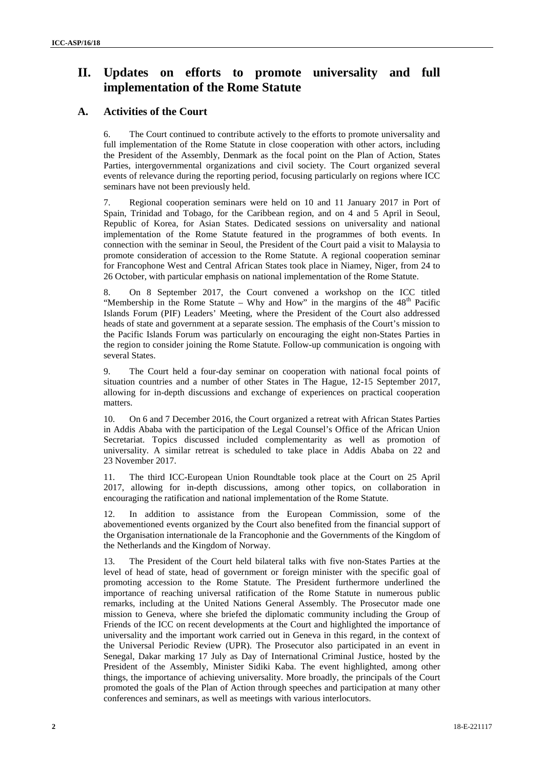# II. Updates on efforts to promote universality and full implementation of the Rome Statute

## A. Activities of the Court

6. The Court continued to contribute actively to the efforts to promote universality and full implementation of the Rome Statute in close cooperation with other actors, including the President of the Assembly, Denmark as the focal point on the Plan of Action, States Parties, intergovernmental organizations and civil society. The Court organized several events of relevance during the reporting period, focusing particularly on regions where ICC seminars have not been previously held.

7. Regional cooperation seminars were held on 10 and 11 January 2017 in Port of Spain, Trinidad and Tobago, for the Caribbean region, and on 4 and 5 April in Seoul, Republic of Korea, for Asian States. Dedicated sessions on universality and national implementation of the Rome Statute featured in the programmes of both events. In connection with the seminar in Seoul, the President of the Court paid a visit to Malaysia to promote consideration of accession to the Rome Statute. A regional cooperation seminar for Francophone West and Central African States took place in Niamey, Niger, from 24 to 26 October, with particular emphasis on national implementation of the Rome Statute.

8. On 8 September 2017, the Court convened a workshop on the ICC titled "Membership in the Rome Statute – Why and How" in the margins of the 48th Pacific Islands Forum (PIF) Leaders' Meeting, where the President of the Court also addressed heads of state and government at a separate session. The emphasis of the Court's mission to the Pacific Islands Forum was particularly on encouraging the eight non-States Parties in the region to consider joining the Rome Statute. Follow-up communication is ongoing with several States.

9. The Court held a four-day seminar on cooperation with national focal points of situation countries and a number of other States in The Hague, 12-15 September 2017, allowing for in-depth discussions and exchange of experiences on practical cooperation matters.

10. On 6 and 7 December 2016, the Court organized a retreat with African States Parties in Addis Ababa with the participation of the Legal Counsel's Office of the African Union Secretariat. Topics discussed included complementarity as well as promotion of universality. A similar retreat is scheduled to take place in Addis Ababa on 22 and 23 November 2017.

11. The third ICC-European Union Roundtable took place at the Court on 25 April 2017, allowing for in-depth discussions, among other topics, on collaboration in encouraging the ratification and national implementation of the Rome Statute.

12. In addition to assistance from the European Commission, some of the abovementioned events organized by the Court also benefited from the financial support of the Organisation internationale de la Francophonie and the Governments of the Kingdom of the Netherlands and the Kingdom of Norway.

13. The President of the Court held bilateral talks with five non-States Parties at the level of head of state, head of government or foreign minister with the specific goal of promoting accession to the Rome Statute. The President furthermore underlined the importance of reaching universal ratification of the Rome Statute in numerous public remarks, including at the United Nations General Assembly. The Prosecutor made one mission to Geneva, where she briefed the diplomatic community including the Group of Friends of the ICC on recent developments at the Court and highlighted the importance of universality and the important work carried out in Geneva in this regard, in the context of the Universal Periodic Review (UPR). The Prosecutor also participated in an event in Senegal, Dakar marking 17 July as Day of International Criminal Justice, hosted by the President of the Assembly, Minister Sidiki Kaba. The event highlighted, among other things, the importance of achieving universality. More broadly, the principals of the Court promoted the goals of the Plan of Action through speeches and participation at many other conferences and seminars, as well as meetings with various interlocutors.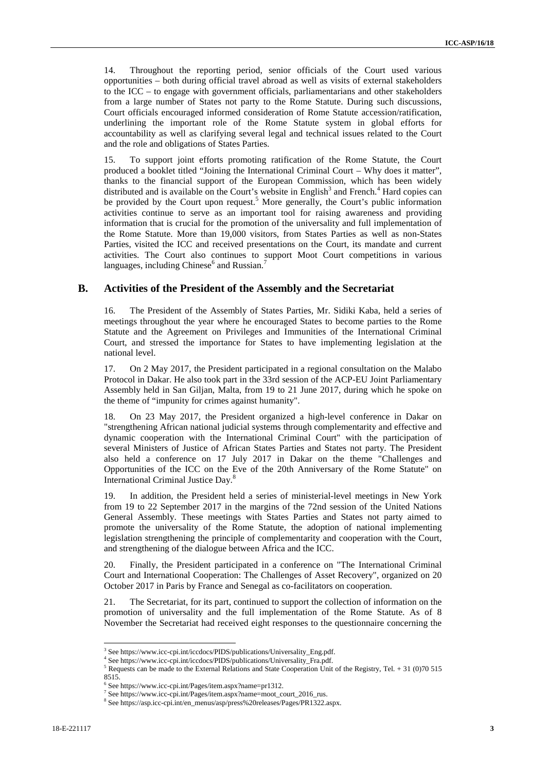14. Throughout the reporting period, senior officials of the Court used various opportunities – both during official travel abroad as well as visits of external stakeholders to the ICC – to engage with government officials, parliamentarians and other stakeholders from a large number of States not party to the Rome Statute. During such discussions, Court officials encouraged informed consideration of Rome Statute accession/ratification, underlining the important role of the Rome Statute system in global efforts for accountability as well as clarifying several legal and technical issues related to the Court and the role and obligations of States Parties.

15. To support joint efforts promoting ratification of the Rome Statute, the Court produced a booklet titled "Joining the International Criminal Court – Why does it matter", thanks to the financial support of the European Commission, which has been widely distributed and is available on the Court's website in English[3] and French.[4] Hard copies can be provided by the Court upon request.[5] More generally, the Court's public information activities continue to serve as an important tool for raising awareness and providing information that is crucial for the promotion of the universality and full implementation of the Rome Statute. More than 19,000 visitors, from States Parties as well as non-States Parties, visited the ICC and received presentations on the Court, its mandate and current activities. The Court also continues to support Moot Court competitions in various languages, including Chinese[6] and Russian.[7]

## B. Activities of the President of the Assembly and the Secretariat

16. The President of the Assembly of States Parties, Mr. Sidiki Kaba, held a series of meetings throughout the year where he encouraged States to become parties to the Rome Statute and the Agreement on Privileges and Immunities of the International Criminal Court, and stressed the importance for States to have implementing legislation at the national level.

17. On 2 May 2017, the President participated in a regional consultation on the Malabo Protocol in Dakar. He also took part in the 33rd session of the ACP-EU Joint Parliamentary Assembly held in San Giljan, Malta, from 19 to 21 June 2017, during which he spoke on the theme of "impunity for crimes against humanity".

18. On 23 May 2017, the President organized a high-level conference in Dakar on "strengthening African national judicial systems through complementarity and effective and dynamic cooperation with the International Criminal Court" with the participation of several Ministers of Justice of African States Parties and States not party. The President also held a conference on 17 July 2017 in Dakar on the theme "Challenges and Opportunities of the ICC on the Eve of the 20th Anniversary of the Rome Statute" on International Criminal Justice Day.[8]

19. In addition, the President held a series of ministerial-level meetings in New York from 19 to 22 September 2017 in the margins of the 72nd session of the United Nations General Assembly. These meetings with States Parties and States not party aimed to promote the universality of the Rome Statute, the adoption of national implementing legislation strengthening the principle of complementarity and cooperation with the Court, and strengthening of the dialogue between Africa and the ICC.

20. Finally, the President participated in a conference on "The International Criminal Court and International Cooperation: The Challenges of Asset Recovery", organized on 20 October 2017 in Paris by France and Senegal as co-facilitators on cooperation.

21. The Secretariat, for its part, continued to support the collection of information on the promotion of universality and the full implementation of the Rome Statute. As of 8 November the Secretariat had received eight responses to the questionnaire concerning the

---

[3] See https://www.icc-cpi.int/iccdocs/PIDS/publications/Universality_Eng.pdf.

[4] See https://www.icc-cpi.int/iccdocs/PIDS/publications/Universality_Fra.pdf.

[5] Requests can be made to the External Relations and State Cooperation Unit of the Registry, Tel. + 31 (0)70 515 8515.

[6] See https://www.icc-cpi.int/Pages/item.aspx?name=pr1312.

[7] See https://www.icc-cpi.int/Pages/item.aspx?name=moot_court_2016_rus.

[8] See https://asp.icc-cpi.int/en_menus/asp/press%20releases/Pages/PR1322.aspx.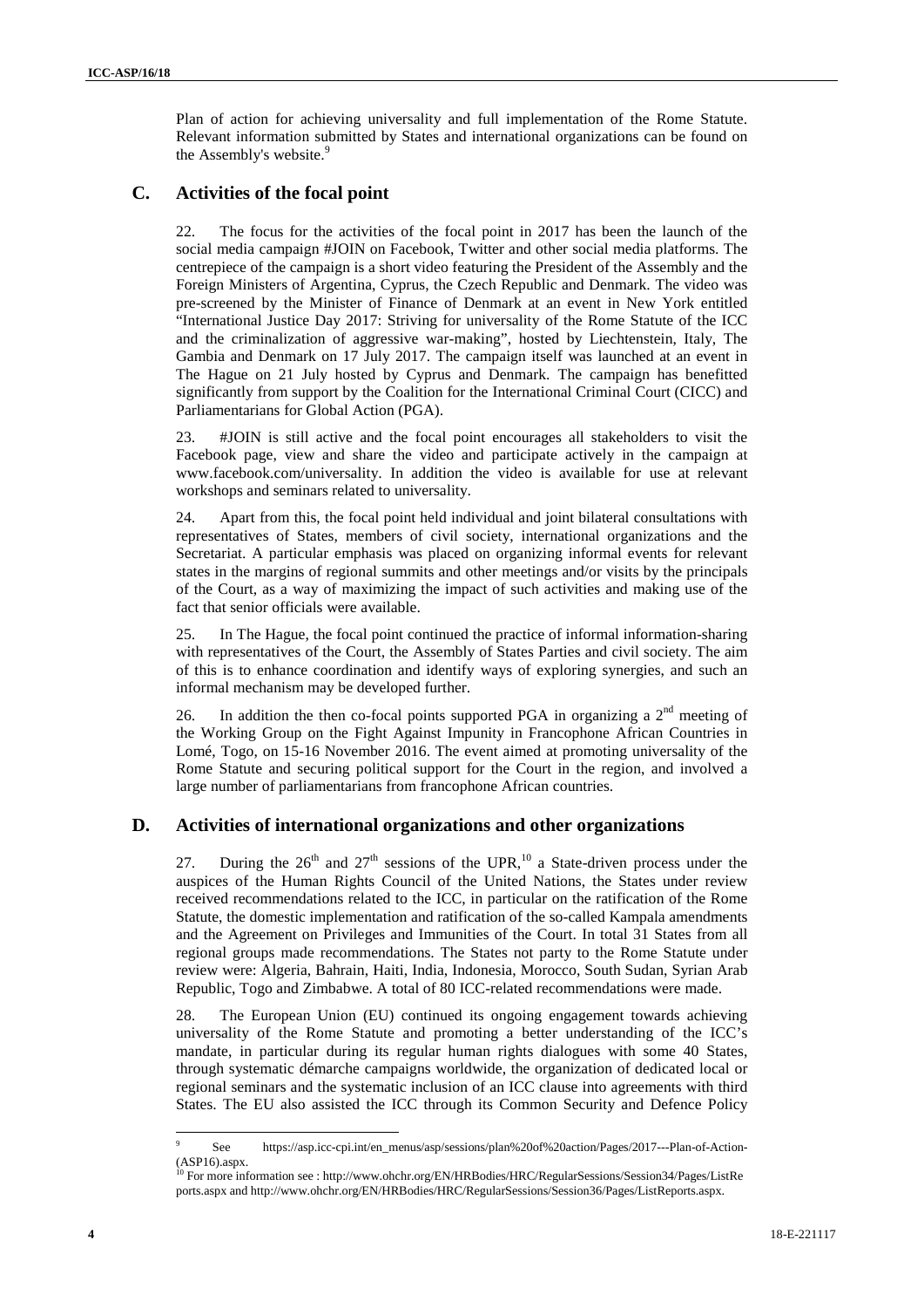Plan of action for achieving universality and full implementation of the Rome Statute. Relevant information submitted by States and international organizations can be found on the Assembly's website.[9]

## C. Activities of the focal point

22. The focus for the activities of the focal point in 2017 has been the launch of the social media campaign #JOIN on Facebook, Twitter and other social media platforms. The centrepiece of the campaign is a short video featuring the President of the Assembly and the Foreign Ministers of Argentina, Cyprus, the Czech Republic and Denmark. The video was pre-screened by the Minister of Finance of Denmark at an event in New York entitled "International Justice Day 2017: Striving for universality of the Rome Statute of the ICC and the criminalization of aggressive war-making", hosted by Liechtenstein, Italy, The Gambia and Denmark on 17 July 2017. The campaign itself was launched at an event in The Hague on 21 July hosted by Cyprus and Denmark. The campaign has benefitted significantly from support by the Coalition for the International Criminal Court (CICC) and Parliamentarians for Global Action (PGA).

23. #JOIN is still active and the focal point encourages all stakeholders to visit the Facebook page, view and share the video and participate actively in the campaign at www.facebook.com/universality. In addition the video is available for use at relevant workshops and seminars related to universality.

24. Apart from this, the focal point held individual and joint bilateral consultations with representatives of States, members of civil society, international organizations and the Secretariat. A particular emphasis was placed on organizing informal events for relevant states in the margins of regional summits and other meetings and/or visits by the principals of the Court, as a way of maximizing the impact of such activities and making use of the fact that senior officials were available.

25. In The Hague, the focal point continued the practice of informal information-sharing with representatives of the Court, the Assembly of States Parties and civil society. The aim of this is to enhance coordination and identify ways of exploring synergies, and such an informal mechanism may be developed further.

26. In addition the then co-focal points supported PGA in organizing a 2nd meeting of the Working Group on the Fight Against Impunity in Francophone African Countries in Lomé, Togo, on 15-16 November 2016. The event aimed at promoting universality of the Rome Statute and securing political support for the Court in the region, and involved a large number of parliamentarians from francophone African countries.

## D. Activities of international organizations and other organizations

27. During the 26th and 27th sessions of the UPR,[10] a State-driven process under the auspices of the Human Rights Council of the United Nations, the States under review received recommendations related to the ICC, in particular on the ratification of the Rome Statute, the domestic implementation and ratification of the so-called Kampala amendments and the Agreement on Privileges and Immunities of the Court. In total 31 States from all regional groups made recommendations. The States not party to the Rome Statute under review were: Algeria, Bahrain, Haiti, India, Indonesia, Morocco, South Sudan, Syrian Arab Republic, Togo and Zimbabwe. A total of 80 ICC-related recommendations were made.

28. The European Union (EU) continued its ongoing engagement towards achieving universality of the Rome Statute and promoting a better understanding of the ICC's mandate, in particular during its regular human rights dialogues with some 40 States, through systematic démarche campaigns worldwide, the organization of dedicated local or regional seminars and the systematic inclusion of an ICC clause into agreements with third States. The EU also assisted the ICC through its Common Security and Defence Policy

---

[9] See https://asp.icc-cpi.int/en_menus/asp/sessions/plan%20of%20action/Pages/2017---Plan-of-Action-(ASP16).aspx.

[10] For more information see : http://www.ohchr.org/EN/HRBodies/HRC/RegularSessions/Session34/Pages/ListReports.aspx and http://www.ohchr.org/EN/HRBodies/HRC/RegularSessions/Session36/Pages/ListReports.aspx.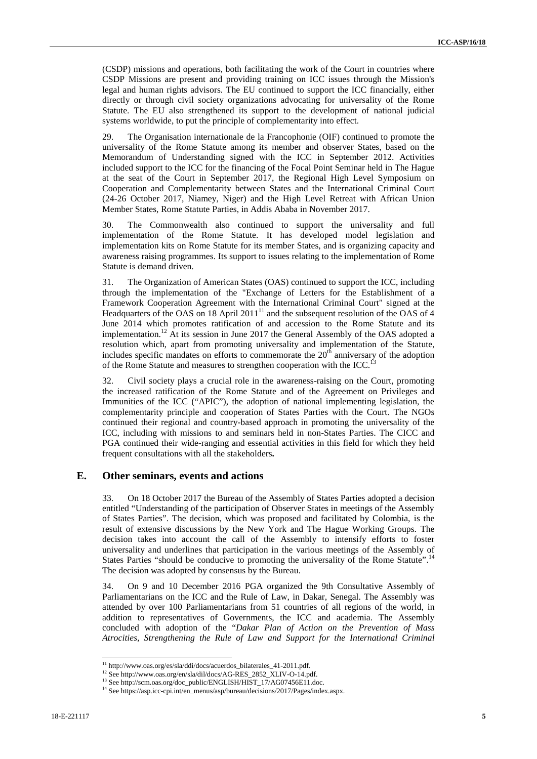(CSDP) missions and operations, both facilitating the work of the Court in countries where CSDP Missions are present and providing training on ICC issues through the Mission's legal and human rights advisors. The EU continued to support the ICC financially, either directly or through civil society organizations advocating for universality of the Rome Statute. The EU also strengthened its support to the development of national judicial systems worldwide, to put the principle of complementarity into effect.

29. The Organisation internationale de la Francophonie (OIF) continued to promote the universality of the Rome Statute among its member and observer States, based on the Memorandum of Understanding signed with the ICC in September 2012. Activities included support to the ICC for the financing of the Focal Point Seminar held in The Hague at the seat of the Court in September 2017, the Regional High Level Symposium on Cooperation and Complementarity between States and the International Criminal Court (24-26 October 2017, Niamey, Niger) and the High Level Retreat with African Union Member States, Rome Statute Parties, in Addis Ababa in November 2017.

30. The Commonwealth also continued to support the universality and full implementation of the Rome Statute. It has developed model legislation and implementation kits on Rome Statute for its member States, and is organizing capacity and awareness raising programmes. Its support to issues relating to the implementation of Rome Statute is demand driven.

31. The Organization of American States (OAS) continued to support the ICC, including through the implementation of the "Exchange of Letters for the Establishment of a Framework Cooperation Agreement with the International Criminal Court" signed at the Headquarters of the OAS on 18 April 2011[11] and the subsequent resolution of the OAS of 4 June 2014 which promotes ratification of and accession to the Rome Statute and its implementation.[12] At its session in June 2017 the General Assembly of the OAS adopted a resolution which, apart from promoting universality and implementation of the Statute, includes specific mandates on efforts to commemorate the 20th anniversary of the adoption of the Rome Statute and measures to strengthen cooperation with the ICC.[13]

32. Civil society plays a crucial role in the awareness-raising on the Court, promoting the increased ratification of the Rome Statute and of the Agreement on Privileges and Immunities of the ICC ("APIC"), the adoption of national implementing legislation, the complementarity principle and cooperation of States Parties with the Court. The NGOs continued their regional and country-based approach in promoting the universality of the ICC, including with missions to and seminars held in non-States Parties. The CICC and PGA continued their wide-ranging and essential activities in this field for which they held frequent consultations with all the stakeholders**.**

## E. Other seminars, events and actions

33. On 18 October 2017 the Bureau of the Assembly of States Parties adopted a decision entitled "Understanding of the participation of Observer States in meetings of the Assembly of States Parties". The decision, which was proposed and facilitated by Colombia, is the result of extensive discussions by the New York and The Hague Working Groups. The decision takes into account the call of the Assembly to intensify efforts to foster universality and underlines that participation in the various meetings of the Assembly of States Parties "should be conducive to promoting the universality of the Rome Statute".[14] The decision was adopted by consensus by the Bureau.

34. On 9 and 10 December 2016 PGA organized the 9th Consultative Assembly of Parliamentarians on the ICC and the Rule of Law, in Dakar, Senegal. The Assembly was attended by over 100 Parliamentarians from 51 countries of all regions of the world, in addition to representatives of Governments, the ICC and academia. The Assembly concluded with adoption of the "*Dakar Plan of Action on the Prevention of Mass Atrocities, Strengthening the Rule of Law and Support for the International Criminal*

---

[11] http://www.oas.org/es/sla/ddi/docs/acuerdos_bilaterales_41-2011.pdf.

[12] See http://www.oas.org/en/sla/dil/docs/AG-RES_2852_XLIV-O-14.pdf.

[13] See http://scm.oas.org/doc_public/ENGLISH/HIST_17/AG07456E11.doc.

[14] See https://asp.icc-cpi.int/en_menus/asp/bureau/decisions/2017/Pages/index.aspx.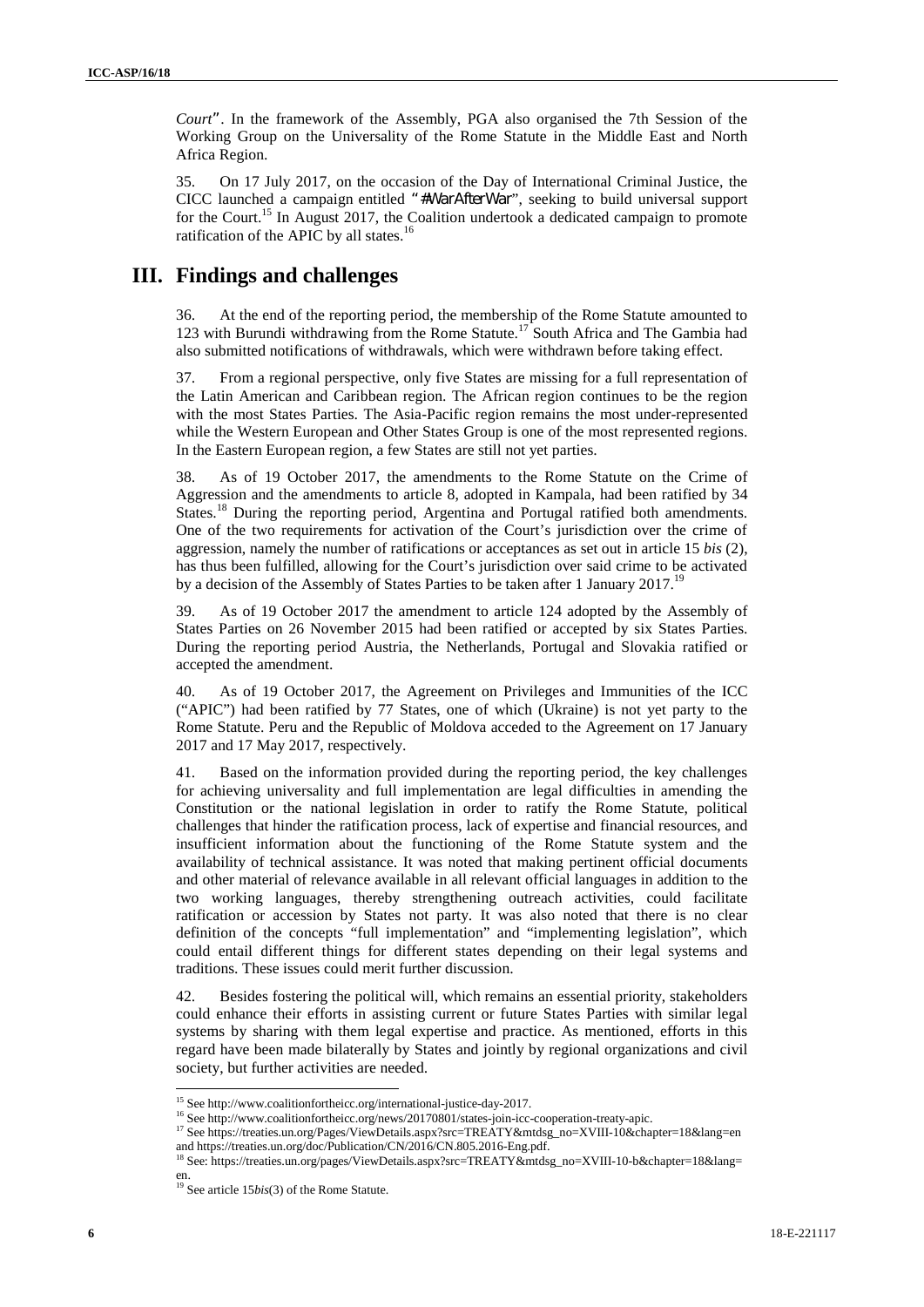*Court*". In the framework of the Assembly, PGA also organised the 7th Session of the Working Group on the Universality of the Rome Statute in the Middle East and North Africa Region.

35. On 17 July 2017, on the occasion of the Day of International Criminal Justice, the CICC launched a campaign entitled "#WarAfterWar", seeking to build universal support for the Court.[15] In August 2017, the Coalition undertook a dedicated campaign to promote ratification of the APIC by all states.[16]

# III. Findings and challenges

36. At the end of the reporting period, the membership of the Rome Statute amounted to 123 with Burundi withdrawing from the Rome Statute.[17] South Africa and The Gambia had also submitted notifications of withdrawals, which were withdrawn before taking effect.

37. From a regional perspective, only five States are missing for a full representation of the Latin American and Caribbean region. The African region continues to be the region with the most States Parties. The Asia-Pacific region remains the most under-represented while the Western European and Other States Group is one of the most represented regions. In the Eastern European region, a few States are still not yet parties.

38. As of 19 October 2017, the amendments to the Rome Statute on the Crime of Aggression and the amendments to article 8, adopted in Kampala, had been ratified by 34 States.[18] During the reporting period, Argentina and Portugal ratified both amendments. One of the two requirements for activation of the Court's jurisdiction over the crime of aggression, namely the number of ratifications or acceptances as set out in article 15 *bis* (2), has thus been fulfilled, allowing for the Court's jurisdiction over said crime to be activated by a decision of the Assembly of States Parties to be taken after 1 January 2017.[19]

39. As of 19 October 2017 the amendment to article 124 adopted by the Assembly of States Parties on 26 November 2015 had been ratified or accepted by six States Parties. During the reporting period Austria, the Netherlands, Portugal and Slovakia ratified or accepted the amendment.

40. As of 19 October 2017, the Agreement on Privileges and Immunities of the ICC ("APIC") had been ratified by 77 States, one of which (Ukraine) is not yet party to the Rome Statute. Peru and the Republic of Moldova acceded to the Agreement on 17 January 2017 and 17 May 2017, respectively.

41. Based on the information provided during the reporting period, the key challenges for achieving universality and full implementation are legal difficulties in amending the Constitution or the national legislation in order to ratify the Rome Statute, political challenges that hinder the ratification process, lack of expertise and financial resources, and insufficient information about the functioning of the Rome Statute system and the availability of technical assistance. It was noted that making pertinent official documents and other material of relevance available in all relevant official languages in addition to the two working languages, thereby strengthening outreach activities, could facilitate ratification or accession by States not party. It was also noted that there is no clear definition of the concepts "full implementation" and "implementing legislation", which could entail different things for different states depending on their legal systems and traditions. These issues could merit further discussion.

42. Besides fostering the political will, which remains an essential priority, stakeholders could enhance their efforts in assisting current or future States Parties with similar legal systems by sharing with them legal expertise and practice. As mentioned, efforts in this regard have been made bilaterally by States and jointly by regional organizations and civil society, but further activities are needed.

---

[15] See http://www.coalitionfortheicc.org/international-justice-day-2017.

[16] See http://www.coalitionfortheicc.org/news/20170801/states-join-icc-cooperation-treaty-apic.

[17] See https://treaties.un.org/Pages/ViewDetails.aspx?src=TREATY&mtdsg_no=XVIII-10&chapter=18&lang=en and https://treaties.un.org/doc/Publication/CN/2016/CN.805.2016-Eng.pdf.

[18] See: https://treaties.un.org/pages/ViewDetails.aspx?src=TREATY&mtdsg_no=XVIII-10-b&chapter=18&lang=en.

[19] See article 15*bis*(3) of the Rome Statute.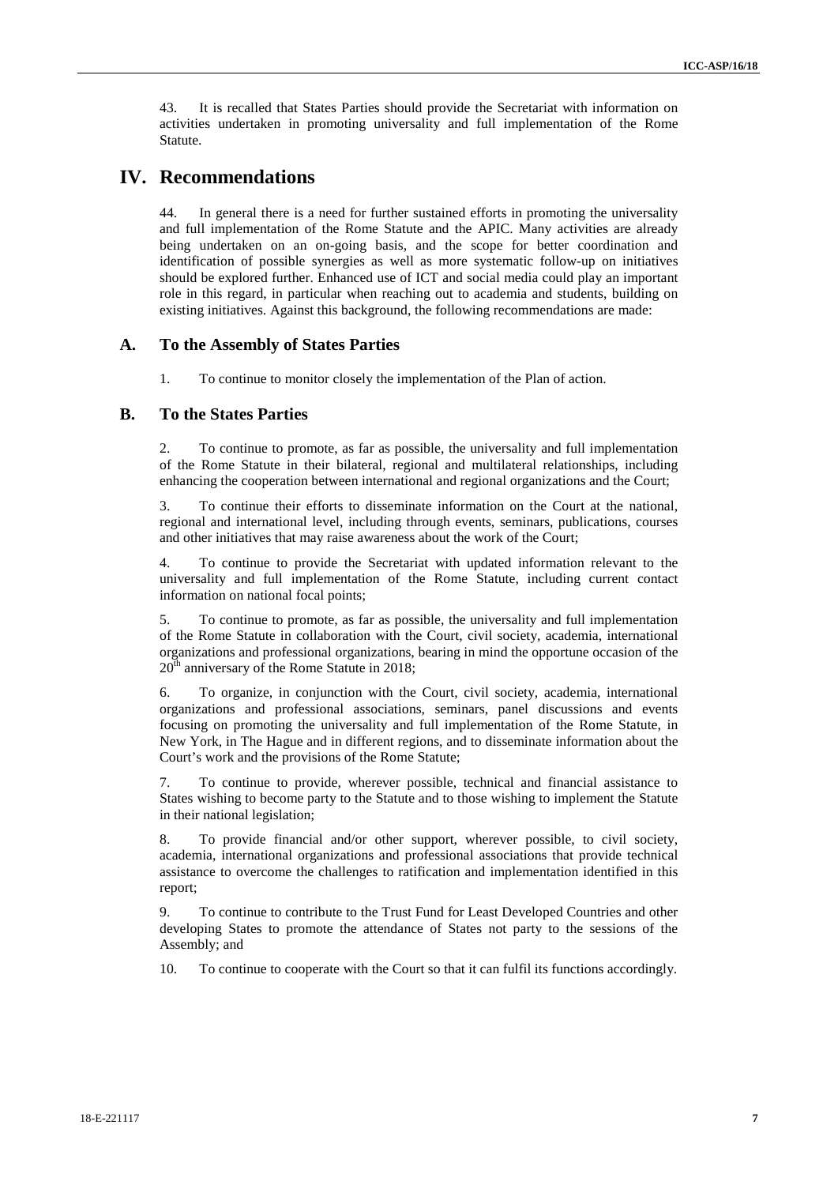43. It is recalled that States Parties should provide the Secretariat with information on activities undertaken in promoting universality and full implementation of the Rome Statute.

# IV. Recommendations

44. In general there is a need for further sustained efforts in promoting the universality and full implementation of the Rome Statute and the APIC. Many activities are already being undertaken on an on-going basis, and the scope for better coordination and identification of possible synergies as well as more systematic follow-up on initiatives should be explored further. Enhanced use of ICT and social media could play an important role in this regard, in particular when reaching out to academia and students, building on existing initiatives. Against this background, the following recommendations are made:

## A. To the Assembly of States Parties

1. To continue to monitor closely the implementation of the Plan of action.

## B. To the States Parties

2. To continue to promote, as far as possible, the universality and full implementation of the Rome Statute in their bilateral, regional and multilateral relationships, including enhancing the cooperation between international and regional organizations and the Court;

3. To continue their efforts to disseminate information on the Court at the national, regional and international level, including through events, seminars, publications, courses and other initiatives that may raise awareness about the work of the Court;

4. To continue to provide the Secretariat with updated information relevant to the universality and full implementation of the Rome Statute, including current contact information on national focal points;

5. To continue to promote, as far as possible, the universality and full implementation of the Rome Statute in collaboration with the Court, civil society, academia, international organizations and professional organizations, bearing in mind the opportune occasion of the 20th anniversary of the Rome Statute in 2018;

6. To organize, in conjunction with the Court, civil society, academia, international organizations and professional associations, seminars, panel discussions and events focusing on promoting the universality and full implementation of the Rome Statute, in New York, in The Hague and in different regions, and to disseminate information about the Court's work and the provisions of the Rome Statute;

7. To continue to provide, wherever possible, technical and financial assistance to States wishing to become party to the Statute and to those wishing to implement the Statute in their national legislation;

8. To provide financial and/or other support, wherever possible, to civil society, academia, international organizations and professional associations that provide technical assistance to overcome the challenges to ratification and implementation identified in this report;

9. To continue to contribute to the Trust Fund for Least Developed Countries and other developing States to promote the attendance of States not party to the sessions of the Assembly; and

10. To continue to cooperate with the Court so that it can fulfil its functions accordingly.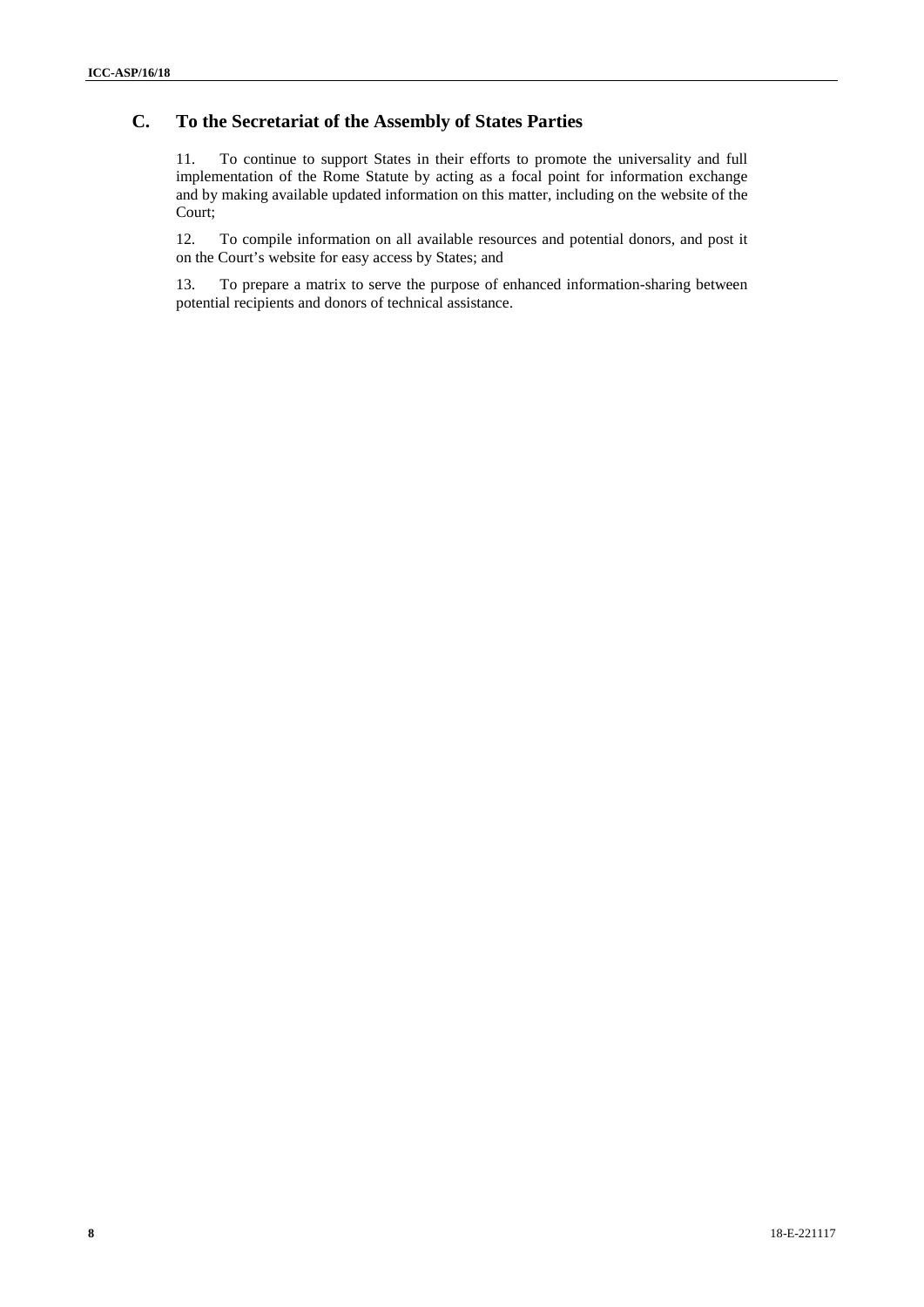## C. To the Secretariat of the Assembly of States Parties

11. To continue to support States in their efforts to promote the universality and full implementation of the Rome Statute by acting as a focal point for information exchange and by making available updated information on this matter, including on the website of the Court;

12. To compile information on all available resources and potential donors, and post it on the Court's website for easy access by States; and

13. To prepare a matrix to serve the purpose of enhanced information-sharing between potential recipients and donors of technical assistance.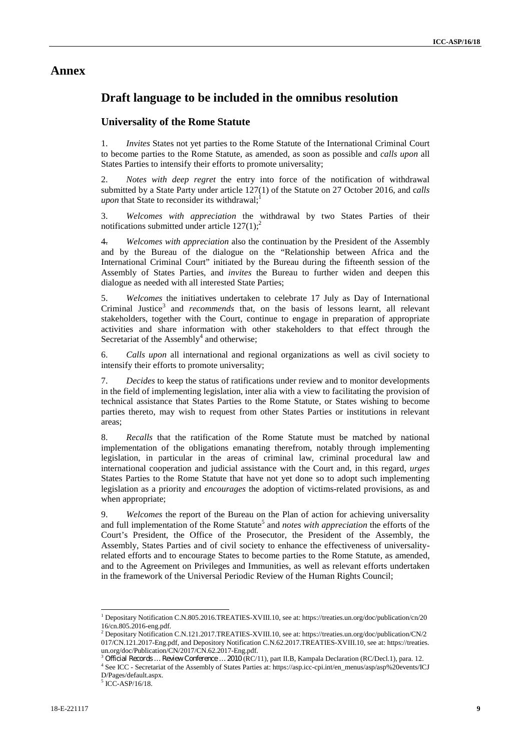# Annex

## Draft language to be included in the omnibus resolution

### Universality of the Rome Statute

1. *Invites* States not yet parties to the Rome Statute of the International Criminal Court to become parties to the Rome Statute, as amended, as soon as possible and *calls upon* all States Parties to intensify their efforts to promote universality;

2. *Notes with deep regret* the entry into force of the notification of withdrawal submitted by a State Party under article 127(1) of the Statute on 27 October 2016, and c*alls upon* that State to reconsider its withdrawal;[1]

3. *Welcomes with appreciation* the withdrawal by two States Parties of their notifications submitted under article 127(1);[2]

4. *Welcomes with appreciation* also the continuation by the President of the Assembly and by the Bureau of the dialogue on the "Relationship between Africa and the International Criminal Court" initiated by the Bureau during the fifteenth session of the Assembly of States Parties, and *invites* the Bureau to further widen and deepen this dialogue as needed with all interested State Parties;

5. *Welcomes* the initiatives undertaken to celebrate 17 July as Day of International Criminal Justice[3] and *recommends* that, on the basis of lessons learnt, all relevant stakeholders, together with the Court, continue to engage in preparation of appropriate activities and share information with other stakeholders to that effect through the Secretariat of the Assembly[4] and otherwise;

6. *Calls upon* all international and regional organizations as well as civil society to intensify their efforts to promote universality;

7. *Decides* to keep the status of ratifications under review and to monitor developments in the field of implementing legislation, inter alia with a view to facilitating the provision of technical assistance that States Parties to the Rome Statute, or States wishing to become parties thereto, may wish to request from other States Parties or institutions in relevant areas;

8. *Recalls* that the ratification of the Rome Statute must be matched by national implementation of the obligations emanating therefrom, notably through implementing legislation, in particular in the areas of criminal law, criminal procedural law and international cooperation and judicial assistance with the Court and, in this regard, *urges* States Parties to the Rome Statute that have not yet done so to adopt such implementing legislation as a priority and *encourages* the adoption of victims-related provisions, as and when appropriate;

9. *Welcomes* the report of the Bureau on the Plan of action for achieving universality and full implementation of the Rome Statute[5] and *notes with appreciation* the efforts of the Court's President, the Office of the Prosecutor, the President of the Assembly, the Assembly, States Parties and of civil society to enhance the effectiveness of universality-related efforts and to encourage States to become parties to the Rome Statute, as amended, and to the Agreement on Privileges and Immunities, as well as relevant efforts undertaken in the framework of the Universal Periodic Review of the Human Rights Council;

---

[1] Depositary Notification C.N.805.2016.TREATIES-XVIII.10, see at: https://treaties.un.org/doc/publication/cn/2016/cn.805.2016-eng.pdf.

[2] Depositary Notification C.N.121.2017.TREATIES-XVIII.10, see at: https://treaties.un.org/doc/publication/CN/2017/CN.121.2017-Eng.pdf, and Depository Notification C.N.62.2017.TREATIES-XVIII.10, see at: https://treaties.un.org/doc/Publication/CN/2017/CN.62.2017-Eng.pdf.

[3] *Official Records … Review Conference … 2010* (RC/11), part II.B, Kampala Declaration (RC/Decl.1), para. 12.

[4] See ICC - Secretariat of the Assembly of States Parties at: https://asp.icc-cpi.int/en_menus/asp/asp%20events/ICJD/Pages/default.aspx.

[5] ICC-ASP/16/18.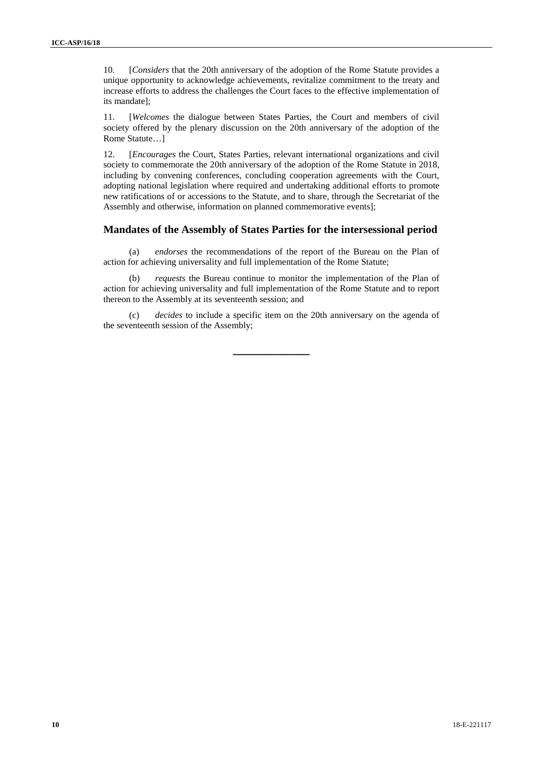10. [*Considers* that the 20th anniversary of the adoption of the Rome Statute provides a unique opportunity to acknowledge achievements, revitalize commitment to the treaty and increase efforts to address the challenges the Court faces to the effective implementation of its mandate];

11. [*Welcomes* the dialogue between States Parties, the Court and members of civil society offered by the plenary discussion on the 20th anniversary of the adoption of the Rome Statute…]

12. [*Encourages* the Court, States Parties, relevant international organizations and civil society to commemorate the 20th anniversary of the adoption of the Rome Statute in 2018, including by convening conferences, concluding cooperation agreements with the Court, adopting national legislation where required and undertaking additional efforts to promote new ratifications of or accessions to the Statute, and to share, through the Secretariat of the Assembly and otherwise, information on planned commemorative events];

## Mandates of the Assembly of States Parties for the intersessional period

(a) *endorses* the recommendations of the report of the Bureau on the Plan of action for achieving universality and full implementation of the Rome Statute;

(b) *requests* the Bureau continue to monitor the implementation of the Plan of action for achieving universality and full implementation of the Rome Statute and to report thereon to the Assembly at its seventeenth session; and

(c) *decides* to include a specific item on the 20th anniversary on the agenda of the seventeenth session of the Assembly;

---